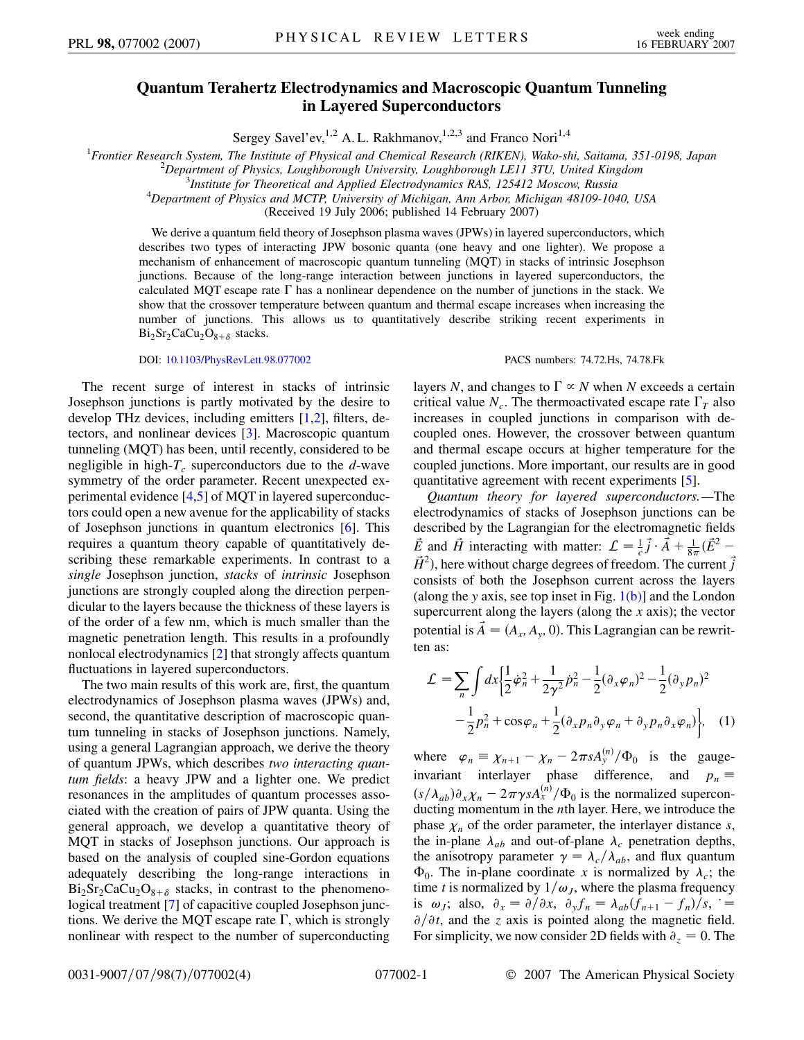# Quantum Terahertz Electrodynamics and Macroscopic Quantum Tunneling in Layered Superconductors

Sergey Savel'ev,[1,2] A. L. Rakhmanov,[1,2,3] and Franco Nori[1,4]

[1]*Frontier Research System, The Institute of Physical and Chemical Research (RIKEN), Wako-shi, Saitama, 351-0198, Japan*
[2]*Department of Physics, Loughborough University, Loughborough LE11 3TU, United Kingdom*
[3]*Institute for Theoretical and Applied Electrodynamics RAS, 125412 Moscow, Russia*
[4]*Department of Physics and MCTP, University of Michigan, Ann Arbor, Michigan 48109-1040, USA*
(Received 19 July 2006; published 14 February 2007)

We derive a quantum field theory of Josephson plasma waves (JPWs) in layered superconductors, which describes two types of interacting JPW bosonic quanta (one heavy and one lighter). We propose a mechanism of enhancement of macroscopic quantum tunneling (MQT) in stacks of intrinsic Josephson junctions. Because of the long-range interaction between junctions in layered superconductors, the calculated MQT escape rate $\Gamma$ has a nonlinear dependence on the number of junctions in the stack. We show that the crossover temperature between quantum and thermal escape increases when increasing the number of junctions. This allows us to quantitatively describe striking recent experiments in $Bi_2Sr_2CaCu_2O_{8+\delta}$ stacks.

DOI: 10.1103/PhysRevLett.98.077002 PACS numbers: 74.72.Hs, 74.78.Fk

The recent surge of interest in stacks of intrinsic Josephson junctions is partly motivated by the desire to develop THz devices, including emitters [1,2], filters, detectors, and nonlinear devices [3]. Macroscopic quantum tunneling (MQT) has been, until recently, considered to be negligible in high-$T_c$ superconductors due to the $d$-wave symmetry of the order parameter. Recent unexpected experimental evidence [4,5] of MQT in layered superconductors could open a new avenue for the applicability of stacks of Josephson junctions in quantum electronics [6]. This requires a quantum theory capable of quantitatively describing these remarkable experiments. In contrast to a *single* Josephson junction, *stacks* of *intrinsic* Josephson junctions are strongly coupled along the direction perpendicular to the layers because the thickness of these layers is of the order of a few nm, which is much smaller than the magnetic penetration length. This results in a profoundly nonlocal electrodynamics [2] that strongly affects quantum fluctuations in layered superconductors.

The two main results of this work are, first, the quantum electrodynamics of Josephson plasma waves (JPWs) and, second, the quantitative description of macroscopic quantum tunneling in stacks of Josephson junctions. Namely, using a general Lagrangian approach, we derive the theory of quantum JPWs, which describes *two interacting quantum fields*: a heavy JPW and a lighter one. We predict resonances in the amplitudes of quantum processes associated with the creation of pairs of JPW quanta. Using the general approach, we develop a quantitative theory of MQT in stacks of Josephson junctions. Our approach is based on the analysis of coupled sine-Gordon equations adequately describing the long-range interactions in $Bi_2Sr_2CaCu_2O_{8+\delta}$ stacks, in contrast to the phenomenological treatment [7] of capacitive coupled Josephson junctions. We derive the MQT escape rate $\Gamma$, which is strongly nonlinear with respect to the number of superconducting layers $N$, and changes to $\Gamma \propto N$ when $N$ exceeds a certain critical value $N_c$. The thermoactivated escape rate $\Gamma_T$ also increases in coupled junctions in comparison with decoupled ones. However, the crossover between quantum and thermal escape occurs at higher temperature for the coupled junctions. More important, our results are in good quantitative agreement with recent experiments [5].

*Quantum theory for layered superconductors.*—The electrodynamics of stacks of Josephson junctions can be described by the Lagrangian for the electromagnetic fields $\vec{E}$ and $\vec{H}$ interacting with matter: $\mathcal{L} = \frac{1}{c}\vec{j}\cdot\vec{A} + \frac{1}{8\pi}(\vec{E}^2 - \vec{H}^2)$, here without charge degrees of freedom. The current $\vec{j}$ consists of both the Josephson current across the layers (along the $y$ axis, see top inset in Fig. 1(b)] and the London supercurrent along the layers (along the $x$ axis); the vector potential is $\vec{A} = (A_x, A_y, 0)$. This Lagrangian can be rewritten as:

$$\mathcal{L} = \sum_n \int dx \bigg\{ \frac{1}{2}\dot{\varphi}_n^2 + \frac{1}{2\gamma^2}\dot{p}_n^2 - \frac{1}{2}(\partial_x \varphi_n)^2 - \frac{1}{2}(\partial_y p_n)^2 - \frac{1}{2}p_n^2 + \cos\varphi_n + \frac{1}{2}(\partial_x p_n \partial_y \varphi_n + \partial_y p_n \partial_x \varphi_n) \bigg\}, \quad (1)$$

where $\varphi_n \equiv \chi_{n+1} - \chi_n - 2\pi s A_y^{(n)}/\Phi_0$ is the gauge-invariant interlayer phase difference, and $p_n \equiv (s/\lambda_{ab})\partial_x \chi_n - 2\pi\gamma s A_x^{(n)}/\Phi_0$ is the normalized superconducting momentum in the $n$th layer. Here, we introduce the phase $\chi_n$ of the order parameter, the interlayer distance $s$, the in-plane $\lambda_{ab}$ and out-of-plane $\lambda_c$ penetration depths, the anisotropy parameter $\gamma = \lambda_c/\lambda_{ab}$, and flux quantum $\Phi_0$. The in-plane coordinate $x$ is normalized by $\lambda_c$; the time $t$ is normalized by $1/\omega_J$, where the plasma frequency is $\omega_J$; also, $\partial_x = \partial/\partial x$, $\partial_y f_n = \lambda_{ab}(f_{n+1} - f_n)/s$, $\dot{} = \partial/\partial t$, and the $z$ axis is pointed along the magnetic field. For simplicity, we now consider 2D fields with $\partial_z = 0$. The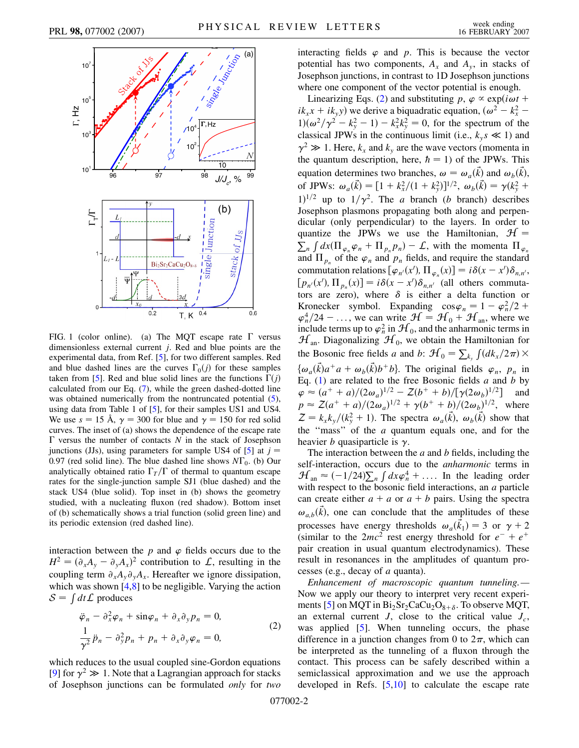FIG. 1 (color online). (a) The MQT escape rate $\Gamma$ versus dimensionless external current $j$. Red and blue points are the experimental data, from Ref. [5], for two different samples. Red and blue dashed lines are the curves $\Gamma_0(j)$ for these samples taken from [5]. Red and blue solid lines are the functions $\Gamma(j)$ calculated from our Eq. (7), while the green dashed-dotted line was obtained numerically from the nontruncated potential (5), using data from Table 1 of [5], for their samples US1 and US4. We use $s = 15$ Å, $\gamma = 300$ for blue and $\gamma = 150$ for red solid curves. The inset of (a) shows the dependence of the escape rate $\Gamma$ versus the number of contacts $N$ in the stack of Josephson junctions (JJs), using parameters for sample US4 of [5] at $j = 0.97$ (red solid line). The blue dashed line shows $N\Gamma_0$. (b) Our analytically obtained ratio $\Gamma_T/\Gamma$ of thermal to quantum escape rates for the single-junction sample SJ1 (blue dashed) and the stack US4 (blue solid). Top inset in (b) shows the geometry studied, with a nucleating fluxon (red shadow). Bottom inset of (b) schematically shows a trial function (solid green line) and its periodic extension (red dashed line).

interaction between the $p$ and $\varphi$ fields occurs due to the $H^2 = (\partial_x A_y - \partial_y A_x)^2$ contribution to $\mathcal{L}$, resulting in the coupling term $\partial_x A_y \partial_y A_x$. Hereafter we ignore dissipation, which was shown [4,8] to be negligible. Varying the action $\mathcal{S} = \int dt \mathcal{L}$ produces

$$
\begin{aligned}
&\ddot{\varphi}_n - \partial_x^2 \varphi_n + \sin\varphi_n + \partial_x \partial_y p_n = 0, \\
&\frac{1}{\gamma^2}\ddot{p}_n - \partial_y^2 p_n + p_n + \partial_x \partial_y \varphi_n = 0,
\end{aligned}
\tag{2}
$$

which reduces to the usual coupled sine-Gordon equations [9] for $\gamma^2 \gg 1$. Note that a Lagrangian approach for stacks of Josephson junctions can be formulated *only* for *two* interacting fields $\varphi$ and $p$. This is because the vector potential has two components, $A_x$ and $A_y$, in stacks of Josephson junctions, in contrast to 1D Josephson junctions where one component of the vector potential is enough.

Linearizing Eqs. (2) and substituting $p, \varphi \propto \exp(i\omega t + ik_x x + ik_y y)$ we derive a biquadratic equation, $(\omega^2 - k_x^2 - 1)(\omega^2/\gamma^2 - k_y^2 - 1) - k_x^2 k_y^2 = 0$, for the spectrum of the classical JPWs in the continuous limit (i.e., $k_y s \ll 1$) and $\gamma^2 \gg 1$. Here, $k_x$ and $k_y$ are the wave vectors (momenta in the quantum description, here, $\hbar = 1$) of the JPWs. This equation determines two branches, $\omega = \omega_a(\vec{k})$ and $\omega_b(\vec{k})$, of JPWs: $\omega_a(\vec{k}) = [1 + k_x^2/(1 + k_y^2)]^{1/2}$, $\omega_b(\vec{k}) = \gamma(k_y^2 + 1)^{1/2}$ up to $1/\gamma^2$. The $a$ branch ($b$ branch) describes Josephson plasmons propagating both along and perpendicular (only perpendicular) to the layers. In order to quantize the JPWs we use the Hamiltonian, $\mathcal{H} = \sum_n \int dx(\Pi_{\varphi_n}\varphi_n + \Pi_{p_n} p_n) - \mathcal{L}$, with the momenta $\Pi_{\varphi_n}$ and $\Pi_{p_n}$ of the $\varphi_n$ and $p_n$ fields, and require the standard commutation relations $[\varphi_{n'}(x'), \Pi_{\varphi_n}(x)] = i\delta(x - x')\delta_{n,n'}$, $[p_{n'}(x'), \Pi_{p_n}(x)] = i\delta(x - x')\delta_{n,n'}$ (all others commutators are zero), where $\delta$ is either a delta function or Kronecker symbol. Expanding $\cos\varphi_n = 1 - \varphi_n^2/2 + \varphi_n^4/24 - \ldots$, we can write $\mathcal{H} = \mathcal{H}_0 + \mathcal{H}_{\rm an}$, where we include terms up to $\varphi_n^2$ in $\mathcal{H}_0$, and the anharmonic terms in $\mathcal{H}_{\rm an}$. Diagonalizing $\mathcal{H}_0$, we obtain the Hamiltonian for the Bosonic free fields $a$ and $b$: $\mathcal{H}_0 = \sum_{k_y} \int (dk_x/2\pi) \times \{\omega_a(\vec{k})a^+ a + \omega_b(\vec{k}) b^+ b\}$. The original fields $\varphi_n$, $p_n$ in Eq. (1) are related to the free Bosonic fields $a$ and $b$ by $\varphi \approx (a^+ + a)/(2\omega_a)^{1/2} - Z(b^+ + b)/[\gamma(2\omega_b)^{1/2}]$ and $p \approx Z(a^+ + a)/(2\omega_a)^{1/2} + \gamma(b^+ + b)/(2\omega_b)^{1/2}$, where $Z = k_x k_y/(k_y^2 + 1)$. The spectra $\omega_a(\vec{k})$, $\omega_b(\vec{k})$ show that the "mass" of the $a$ quantum equals one, and for the heavier $b$ quasiparticle is $\gamma$.

The interaction between the $a$ and $b$ fields, including the self-interaction, occurs due to the *anharmonic* terms $\mathcal{H}_{\rm an} \approx (-1/24)\sum_n \int dx \varphi_n^4 + \ldots$. In the leading order with respect to the bosonic field interactions, an $a$ particle can create either $a + a$ or $a + b$ pairs. Using the spectra $\omega_{a,b}(\vec{k})$, one can conclude that the amplitudes of these processes have energy thresholds $\omega_a(\vec{k}_1) = 3$ or $\gamma + 2$ (similar to the $2mc^2$ rest energy threshold for $e^- + e^+$ pair creation in usual quantum electrodynamics). These result in resonances in the amplitudes of quantum processes (e.g., decay of $a$ quanta).

*Enhancement of macroscopic quantum tunneling.*— Now we apply our theory to interpret very recent experiments [5] on MQT in $Bi_2Sr_2CaCu_2O_{8+\delta}$. To observe MQT, an external current $J$, close to the critical value $J_c$, was applied [5]. When tunneling occurs, the phase difference in a junction changes from 0 to $2\pi$, which can be interpreted as the tunneling of a fluxon through the contact. This process can be safely described within a semiclassical approximation and we use the approach developed in Refs. [5,10] to calculate the escape rate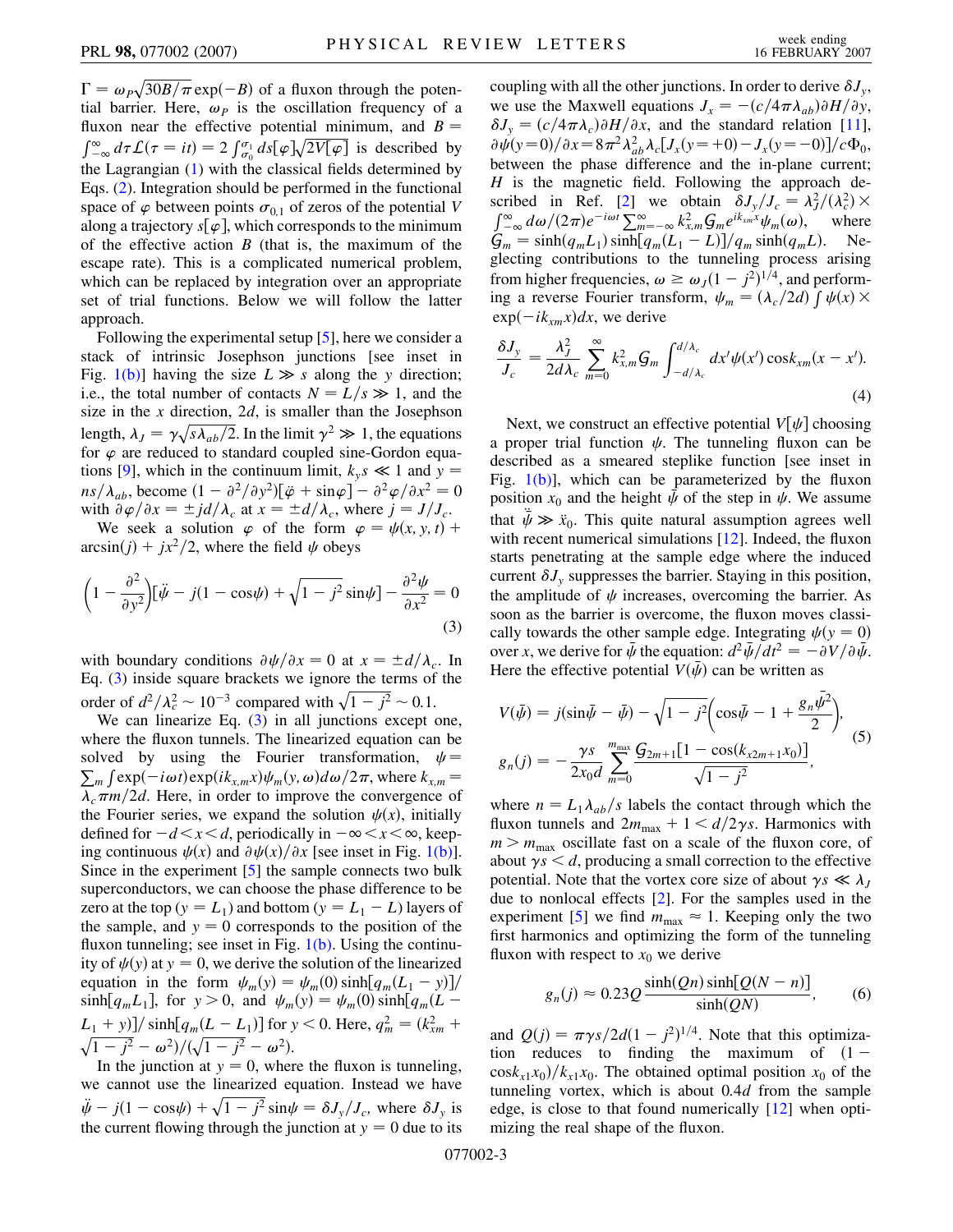$\Gamma = \omega_P\sqrt{30B/\pi}\exp(-B)$ of a fluxon through the potential barrier. Here, $\omega_P$ is the oscillation frequency of a fluxon near the effective potential minimum, and $B = \int_{-\infty}^{\infty} d\tau \mathcal{L}(\tau = it) = 2\int_{\sigma_0}^{\sigma_1} ds[\varphi]\sqrt{2V[\varphi]}$ is described by the Lagrangian (1) with the classical fields determined by Eqs. (2). Integration should be performed in the functional space of $\varphi$ between points $\sigma_{0,1}$ of zeros of the potential $V$ along a trajectory $s[\varphi]$, which corresponds to the minimum of the effective action $B$ (that is, the maximum of the escape rate). This is a complicated numerical problem, which can be replaced by integration over an appropriate set of trial functions. Below we will follow the latter approach.

Following the experimental setup [5], here we consider a stack of intrinsic Josephson junctions [see inset in Fig. 1(b)] having the size $L \gg s$ along the $y$ direction; i.e., the total number of contacts $N = L/s \gg 1$, and the size in the $x$ direction, $2d$, is smaller than the Josephson length, $\lambda_J = \gamma\sqrt{s\lambda_{ab}/2}$. In the limit $\gamma^2 \gg 1$, the equations for $\varphi$ are reduced to standard coupled sine-Gordon equations [9], which in the continuum limit, $k_y s \ll 1$ and $y = ns/\lambda_{ab}$, become $(1 - \partial^2/\partial y^2)[\ddot{\varphi} + \sin\varphi] - \partial^2\varphi/\partial x^2 = 0$ with $\partial\varphi/\partial x = \pm jd/\lambda_c$ at $x = \pm d/\lambda_c$, where $j = J/J_c$.

We seek a solution $\varphi$ of the form $\varphi = \psi(x, y, t) + \arcsin(j) + jx^2/2$, where the field $\psi$ obeys

$$\left(1 - \frac{\partial^2}{\partial y^2}\right)[\ddot{\psi} - j(1 - \cos\psi) + \sqrt{1 - j^2}\sin\psi] - \frac{\partial^2\psi}{\partial x^2} = 0 \tag{3}$$

with boundary conditions $\partial\psi/\partial x = 0$ at $x = \pm d/\lambda_c$. In Eq. (3) inside square brackets we ignore the terms of the order of $d^2/\lambda_c^2 \sim 10^{-3}$ compared with $\sqrt{1 - j^2} \sim 0.1$.

We can linearize Eq. (3) in all junctions except one, where the fluxon tunnels. The linearized equation can be solved by using the Fourier transformation, $\psi = \sum_m \int \exp(-i\omega t)\exp(ik_{x,m}x)\psi_m(y, \omega)d\omega/2\pi$, where $k_{x,m} = \lambda_c\pi m/2d$. Here, in order to improve the convergence of the Fourier series, we expand the solution $\psi(x)$, initially defined for $-d < x < d$, periodically in $-\infty < x < \infty$, keeping continuous $\psi(x)$ and $\partial\psi(x)/\partial x$ [see inset in Fig. 1(b)]. Since in the experiment [5] the sample connects two bulk superconductors, we can choose the phase difference to be zero at the top ($y = L_1$) and bottom ($y = L_1 - L$) layers of the sample, and $y = 0$ corresponds to the position of the fluxon tunneling; see inset in Fig. 1(b). Using the continuity of $\psi(y)$ at $y = 0$, we derive the solution of the linearized equation in the form $\psi_m(y) = \psi_m(0)\sinh[q_m(L_1 - y)]/\sinh[q_m L_1]$, for $y > 0$, and $\psi_m(y) = \psi_m(0)\sinh[q_m(L - L_1 + y)]/\sinh[q_m(L - L_1)]$ for $y < 0$. Here, $q_m^2 = (k_{xm}^2 + \sqrt{1 - j^2} - \omega^2)/(\sqrt{1 - j^2} - \omega^2)$.

In the junction at $y = 0$, where the fluxon is tunneling, we cannot use the linearized equation. Instead we have $\ddot{\psi} - j(1 - \cos\psi) + \sqrt{1 - j^2}\sin\psi = \delta J_y/J_c$, where $\delta J_y$ is the current flowing through the junction at $y = 0$ due to its coupling with all the other junctions. In order to derive $\delta J_y$, we use the Maxwell equations $J_x = -(c/4\pi\lambda_{ab})\partial H/\partial y$, $\delta J_y = (c/4\pi\lambda_c)\partial H/\partial x$, and the standard relation [11], $\partial\psi(y = 0)/\partial x = 8\pi^2\lambda_{ab}^2\lambda_c[J_x(y = +0) - J_x(y = -0)]/c\Phi_0$, between the phase difference and the in-plane current; $H$ is the magnetic field. Following the approach described in Ref. [2] we obtain $\delta J_y/J_c = \lambda_J^2/(\lambda_c^2) \times \int_{-\infty}^{\infty} d\omega/(2\pi)e^{-i\omega t}\sum_{m=-\infty}^{\infty} k_{x,m}^2\mathcal{G}_m e^{ik_{xm}x}\psi_m(\omega)$, where $\mathcal{G}_m = \sinh(q_m L_1)\sinh[q_m(L_1 - L)]/q_m\sinh(q_m L)$. Neglecting contributions to the tunneling process arising from higher frequencies, $\omega \geq \omega_J(1 - j^2)^{1/4}$, and performing a reverse Fourier transform, $\psi_m = (\lambda_c/2d)\int\psi(x) \times \exp(-ik_{xm}x)dx$, we derive

$$\frac{\delta J_y}{J_c} = \frac{\lambda_J^2}{2d\lambda_c}\sum_{m=0}^{\infty} k_{x,m}^2\mathcal{G}_m\int_{-d/\lambda_c}^{d/\lambda_c} dx'\psi(x')\cos k_{xm}(x - x'). \tag{4}$$

Next, we construct an effective potential $V[\psi]$ choosing a proper trial function $\psi$. The tunneling fluxon can be described as a smeared steplike function [see inset in Fig. 1(b)], which can be parameterized by the fluxon position $x_0$ and the height $\bar{\psi}$ of the step in $\psi$. We assume that $\ddot{\bar{\psi}} \gg \ddot{x}_0$. This quite natural assumption agrees well with recent numerical simulations [12]. Indeed, the fluxon starts penetrating at the sample edge where the induced current $\delta J_y$ suppresses the barrier. Staying in this position, the amplitude of $\psi$ increases, overcoming the barrier. As soon as the barrier is overcome, the fluxon moves classically towards the other sample edge. Integrating $\psi(y = 0)$ over $x$, we derive for $\bar{\psi}$ the equation: $d^2\bar{\psi}/dt^2 = -\partial V/\partial\bar{\psi}$. Here the effective potential $V(\bar{\psi})$ can be written as

$$\begin{aligned} V(\bar{\psi}) &= j(\sin\bar{\psi} - \bar{\psi}) - \sqrt{1 - j^2}\left(\cos\bar{\psi} - 1 + \frac{g_n\bar{\psi}^2}{2}\right), \\ g_n(j) &= -\frac{\gamma s}{2x_0 d}\sum_{m=0}^{m_{\max}}\frac{\mathcal{G}_{2m+1}[1 - \cos(k_{x2m+1}x_0)]}{\sqrt{1 - j^2}}, \end{aligned} \tag{5}$$

where $n = L_1\lambda_{ab}/s$ labels the contact through which the fluxon tunnels and $2m_{\max} + 1 < d/2\gamma s$. Harmonics with $m > m_{\max}$ oscillate fast on a scale of the fluxon core, of about $\gamma s < d$, producing a small correction to the effective potential. Note that the vortex core size of about $\gamma s \ll \lambda_J$ due to nonlocal effects [2]. For the samples used in the experiment [5] we find $m_{\max} \approx 1$. Keeping only the two first harmonics and optimizing the form of the tunneling fluxon with respect to $x_0$ we derive

$$g_n(j) \approx 0.23Q\frac{\sinh(Qn)\sinh[Q(N - n)]}{\sinh(QN)}, \tag{6}$$

and $Q(j) = \pi\gamma s/2d(1 - j^2)^{1/4}$. Note that this optimization reduces to finding the maximum of $(1 - \cos k_{x1}x_0)/k_{x1}x_0$. The obtained optimal position $x_0$ of the tunneling vortex, which is about $0.4d$ from the sample edge, is close to that found numerically [12] when optimizing the real shape of the fluxon.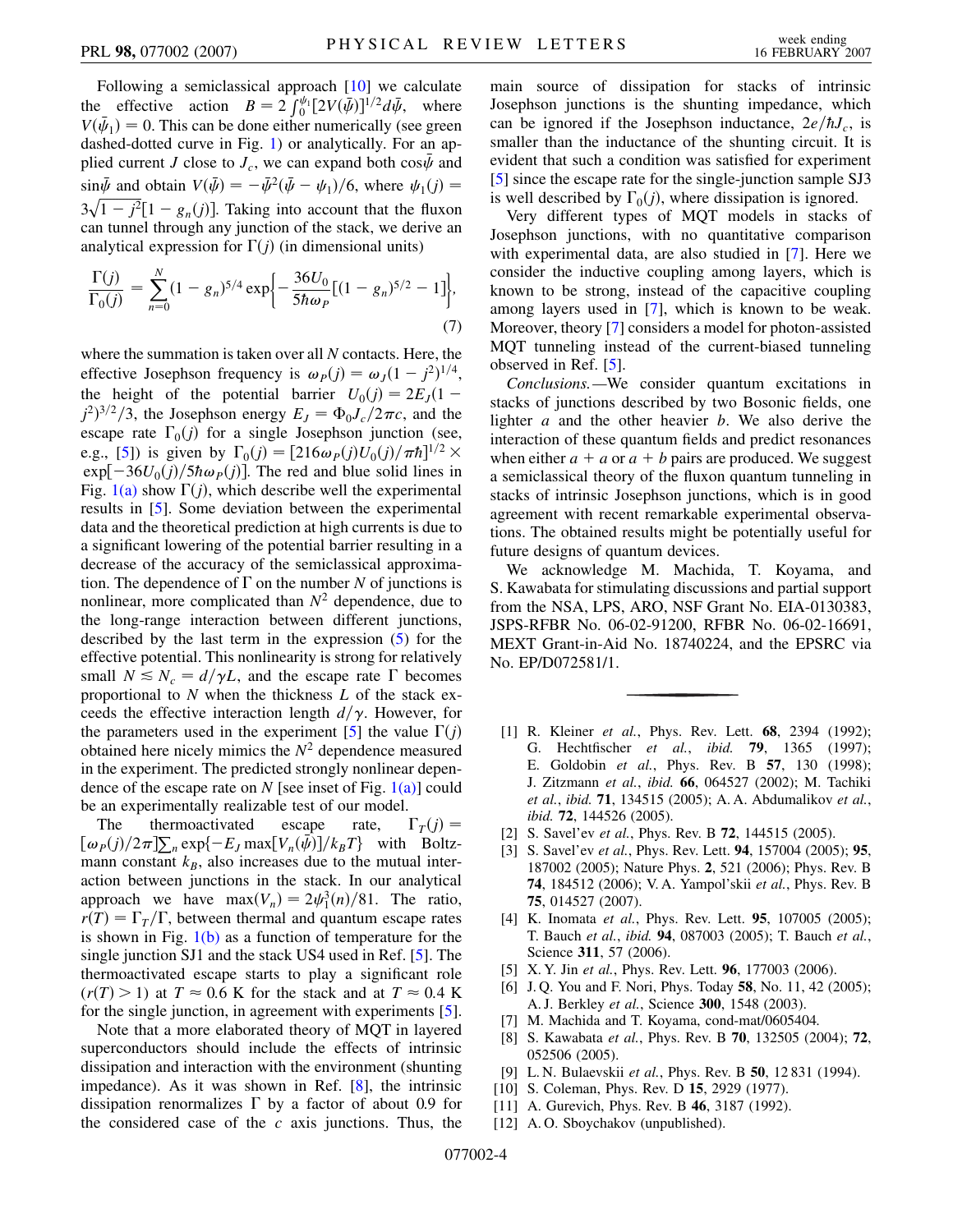Following a semiclassical approach [10] we calculate the effective action $B = 2\int_0^{\psi_1}[2V(\bar{\psi})]^{1/2}d\bar{\psi}$, where $V(\bar{\psi}_1) = 0$. This can be done either numerically (see green dashed-dotted curve in Fig. 1) or analytically. For an applied current $J$ close to $J_c$, we can expand both $\cos\bar{\psi}$ and $\sin\bar{\psi}$ and obtain $V(\bar{\psi}) = -\bar{\psi}^2(\bar{\psi} - \psi_1)/6$, where $\psi_1(j) = 3\sqrt{1-j^2}[1 - g_n(j)]$. Taking into account that the fluxon can tunnel through any junction of the stack, we derive an analytical expression for $\Gamma(j)$ (in dimensional units)

$$\frac{\Gamma(j)}{\Gamma_0(j)} = \sum_{n=0}^{N}(1-g_n)^{5/4}\exp\left\{-\frac{36U_0}{5\hbar\omega_P}[(1-g_n)^{5/2}-1]\right\}, \tag{7}$$

where the summation is taken over all $N$ contacts. Here, the effective Josephson frequency is $\omega_P(j) = \omega_J(1-j^2)^{1/4}$, the height of the potential barrier $U_0(j) = 2E_J(1-j^2)^{3/2}/3$, the Josephson energy $E_J = \Phi_0 J_c/2\pi c$, and the escape rate $\Gamma_0(j)$ for a single Josephson junction (see, e.g., [5]) is given by $\Gamma_0(j) = [216\omega_P(j)U_0(j)/\pi\hbar]^{1/2}\times \exp[-36U_0(j)/5\hbar\omega_P(j)]$. The red and blue solid lines in Fig. 1(a) show $\Gamma(j)$, which describe well the experimental results in [5]. Some deviation between the experimental data and the theoretical prediction at high currents is due to a significant lowering of the potential barrier resulting in a decrease of the accuracy of the semiclassical approximation. The dependence of $\Gamma$ on the number $N$ of junctions is nonlinear, more complicated than $N^2$ dependence, due to the long-range interaction between different junctions, described by the last term in the expression (5) for the effective potential. This nonlinearity is strong for relatively small $N \lesssim N_c = d/\gamma L$, and the escape rate $\Gamma$ becomes proportional to $N$ when the thickness $L$ of the stack exceeds the effective interaction length $d/\gamma$. However, for the parameters used in the experiment [5] the value $\Gamma(j)$ obtained here nicely mimics the $N^2$ dependence measured in the experiment. The predicted strongly nonlinear dependence of the escape rate on $N$ [see inset of Fig. 1(a)] could be an experimentally realizable test of our model.

The thermoactivated escape rate, $\Gamma_T(j) = [\omega_P(j)/2\pi]\sum_n \exp\{-E_J \max[V_n(\bar{\psi})]/k_B T\}$ with Boltzmann constant $k_B$, also increases due to the mutual interaction between junctions in the stack. In our analytical approach we have $\max(V_n) = 2\psi_1^3(n)/81$. The ratio, $r(T) = \Gamma_T/\Gamma$, between thermal and quantum escape rates is shown in Fig. 1(b) as a function of temperature for the single junction SJ1 and the stack US4 used in Ref. [5]. The thermoactivated escape starts to play a significant role ($r(T) > 1$) at $T \approx 0.6$ K for the stack and at $T \approx 0.4$ K for the single junction, in agreement with experiments [5].

Note that a more elaborated theory of MQT in layered superconductors should include the effects of intrinsic dissipation and interaction with the environment (shunting impedance). As it was shown in Ref. [8], the intrinsic dissipation renormalizes $\Gamma$ by a factor of about 0.9 for the considered case of the $c$ axis junctions. Thus, the main source of dissipation for stacks of intrinsic Josephson junctions is the shunting impedance, which can be ignored if the Josephson inductance, $2e/\hbar J_c$, is smaller than the inductance of the shunting circuit. It is evident that such a condition was satisfied for experiment [5] since the escape rate for the single-junction sample SJ3 is well described by $\Gamma_0(j)$, where dissipation is ignored.

Very different types of MQT models in stacks of Josephson junctions, with no quantitative comparison with experimental data, are also studied in [7]. Here we consider the inductive coupling among layers, which is known to be strong, instead of the capacitive coupling among layers used in [7], which is known to be weak. Moreover, theory [7] considers a model for photon-assisted MQT tunneling instead of the current-biased tunneling observed in Ref. [5].

*Conclusions.*—We consider quantum excitations in stacks of junctions described by two Bosonic fields, one lighter $a$ and the other heavier $b$. We also derive the interaction of these quantum fields and predict resonances when either $a + a$ or $a + b$ pairs are produced. We suggest a semiclassical theory of the fluxon quantum tunneling in stacks of intrinsic Josephson junctions, which is in good agreement with recent remarkable experimental observations. The obtained results might be potentially useful for future designs of quantum devices.

We acknowledge M. Machida, T. Koyama, and S. Kawabata for stimulating discussions and partial support from the NSA, LPS, ARO, NSF Grant No. EIA-0130383, JSPS-RFBR No. 06-02-91200, RFBR No. 06-02-16691, MEXT Grant-in-Aid No. 18740224, and the EPSRC via No. EP/D072581/1.

---

[1] R. Kleiner *et al.*, Phys. Rev. Lett. **68**, 2394 (1992); G. Hechtfischer *et al.*, *ibid.* **79**, 1365 (1997); E. Goldobin *et al.*, Phys. Rev. B **57**, 130 (1998); J. Zitzmann *et al.*, *ibid.* **66**, 064527 (2002); M. Tachiki *et al.*, *ibid.* **71**, 134515 (2005); A. A. Abdumalikov *et al.*, *ibid.* **72**, 144526 (2005).

[2] S. Savel'ev *et al.*, Phys. Rev. B **72**, 144515 (2005).

[3] S. Savel'ev *et al.*, Phys. Rev. Lett. **94**, 157004 (2005); **95**, 187002 (2005); Nature Phys. **2**, 521 (2006); Phys. Rev. B **74**, 184512 (2006); V. A. Yampol'skii *et al.*, Phys. Rev. B **75**, 014527 (2007).

[4] K. Inomata *et al.*, Phys. Rev. Lett. **95**, 107005 (2005); T. Bauch *et al.*, *ibid.* **94**, 087003 (2005); T. Bauch *et al.*, Science **311**, 57 (2006).

[5] X. Y. Jin *et al.*, Phys. Rev. Lett. **96**, 177003 (2006).

[6] J. Q. You and F. Nori, Phys. Today **58**, No. 11, 42 (2005); A. J. Berkley *et al.*, Science **300**, 1548 (2003).

[7] M. Machida and T. Koyama, cond-mat/0605404.

[8] S. Kawabata *et al.*, Phys. Rev. B **70**, 132505 (2004); **72**, 052506 (2005).

[9] L. N. Bulaevskii *et al.*, Phys. Rev. B **50**, 12 831 (1994).

[10] S. Coleman, Phys. Rev. D **15**, 2929 (1977).

[11] A. Gurevich, Phys. Rev. B **46**, 3187 (1992).

[12] A. O. Sboychakov (unpublished).